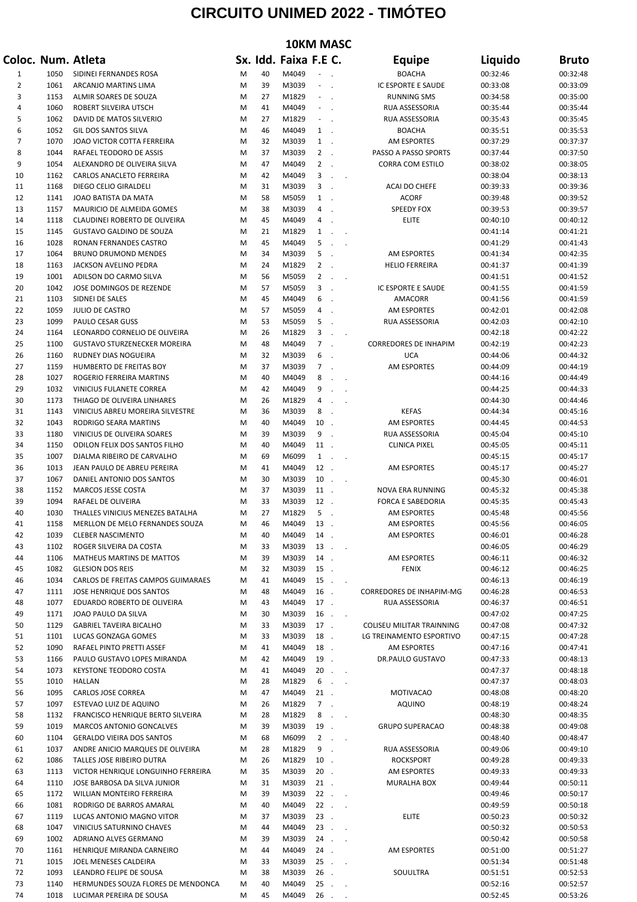# CIRCUITO UNIMED 2022 - TIMÓTEO

## 10KM MASC

| Coloc. | Num. | Atleta | Sx. | Idd. | Faixa | F.E | C. | Equipe | Liquido | Bruto |
|---|---|---|---|---|---|---|---|---|---|---|
| 1 | 1050 | SIDINEI FERNANDES ROSA | M | 40 | M4049 | - | . | BOACHA | 00:32:46 | 00:32:48 |
| 2 | 1061 | ARCANJO MARTINS LIMA | M | 39 | M3039 | - | . | IC ESPORTE E SAUDE | 00:33:08 | 00:33:09 |
| 3 | 1153 | ALMIR SOARES DE SOUZA | M | 27 | M1829 | - | . | RUNNING SMS | 00:34:58 | 00:35:00 |
| 4 | 1060 | ROBERT SILVEIRA UTSCH | M | 41 | M4049 | - | . | RUA ASSESSORIA | 00:35:44 | 00:35:44 |
| 5 | 1062 | DAVID DE MATOS SILVERIO | M | 27 | M1829 | - | . | RUA ASSESSORIA | 00:35:43 | 00:35:45 |
| 6 | 1052 | GIL DOS SANTOS SILVA | M | 46 | M4049 | 1 | . | BOACHA | 00:35:51 | 00:35:53 |
| 7 | 1070 | JOAO VICTOR COTTA FERREIRA | M | 32 | M3039 | 1 | . | AM ESPORTES | 00:37:29 | 00:37:37 |
| 8 | 1044 | RAFAEL TEODORO DE ASSIS | M | 37 | M3039 | 2 | . | PASSO A PASSO SPORTS | 00:37:44 | 00:37:50 |
| 9 | 1054 | ALEXANDRO DE OLIVEIRA SILVA | M | 47 | M4049 | 2 | . | CORRA COM ESTILO | 00:38:02 | 00:38:05 |
| 10 | 1162 | CARLOS ANACLETO FERREIRA | M | 42 | M4049 | 3 | . | . | 00:38:04 | 00:38:13 |
| 11 | 1168 | DIEGO CELIO GIRALDELI | M | 31 | M3039 | 3 | . | ACAI DO CHEFE | 00:39:33 | 00:39:36 |
| 12 | 1141 | JOAO BATISTA DA MATA | M | 58 | M5059 | 1 | . | ACORF | 00:39:48 | 00:39:52 |
| 13 | 1157 | MAURICIO DE ALMEIDA GOMES | M | 38 | M3039 | 4 | . | SPEEDY FOX | 00:39:53 | 00:39:57 |
| 14 | 1118 | CLAUDINEI ROBERTO DE OLIVEIRA | M | 45 | M4049 | 4 | . | ELITE | 00:40:10 | 00:40:12 |
| 15 | 1145 | GUSTAVO GALDINO DE SOUZA | M | 21 | M1829 | 1 | . | . | 00:41:14 | 00:41:21 |
| 16 | 1028 | RONAN FERNANDES CASTRO | M | 45 | M4049 | 5 | . | . | 00:41:29 | 00:41:43 |
| 17 | 1064 | BRUNO DRUMOND MENDES | M | 34 | M3039 | 5 | . | AM ESPORTES | 00:41:34 | 00:42:35 |
| 18 | 1163 | JACKSON AVELINO PEDRA | M | 24 | M1829 | 2 | . | HELIO FERREIRA | 00:41:37 | 00:41:39 |
| 19 | 1001 | ADILSON DO CARMO SILVA | M | 56 | M5059 | 2 | . | . | 00:41:51 | 00:41:52 |
| 20 | 1042 | JOSE DOMINGOS DE REZENDE | M | 57 | M5059 | 3 | . | IC ESPORTE E SAUDE | 00:41:55 | 00:41:59 |
| 21 | 1103 | SIDNEI DE SALES | M | 45 | M4049 | 6 | . | AMACORR | 00:41:56 | 00:41:59 |
| 22 | 1059 | JULIO DE CASTRO | M | 57 | M5059 | 4 | . | AM ESPORTES | 00:42:01 | 00:42:08 |
| 23 | 1099 | PAULO CESAR GUSS | M | 53 | M5059 | 5 | . | RUA ASSESSORIA | 00:42:03 | 00:42:10 |
| 24 | 1164 | LEONARDO CORNELIO DE OLIVEIRA | M | 26 | M1829 | 3 | . | . | 00:42:18 | 00:42:22 |
| 25 | 1100 | GUSTAVO STURZENECKER MOREIRA | M | 48 | M4049 | 7 | . | CORREDORES DE INHAPIM | 00:42:19 | 00:42:23 |
| 26 | 1160 | RUDNEY DIAS NOGUEIRA | M | 32 | M3039 | 6 | . | UCA | 00:44:06 | 00:44:32 |
| 27 | 1159 | HUMBERTO DE FREITAS BOY | M | 37 | M3039 | 7 | . | AM ESPORTES | 00:44:09 | 00:44:19 |
| 28 | 1027 | ROGERIO FERREIRA MARTINS | M | 40 | M4049 | 8 | . | . | 00:44:16 | 00:44:49 |
| 29 | 1032 | VINICIUS FULANETE CORREA | M | 42 | M4049 | 9 | . | . | 00:44:25 | 00:44:33 |
| 30 | 1173 | THIAGO DE OLIVEIRA LINHARES | M | 26 | M1829 | 4 | . | . | 00:44:30 | 00:44:46 |
| 31 | 1143 | VINICIUS ABREU MOREIRA SILVESTRE | M | 36 | M3039 | 8 | . | KEFAS | 00:44:34 | 00:45:16 |
| 32 | 1043 | RODRIGO SEARA MARTINS | M | 40 | M4049 | 10 | . | AM ESPORTES | 00:44:45 | 00:44:53 |
| 33 | 1180 | VINICIUS DE OLIVEIRA SOARES | M | 39 | M3039 | 9 | . | RUA ASSESSORIA | 00:45:04 | 00:45:10 |
| 34 | 1150 | ODILON FELIX DOS SANTOS FILHO | M | 40 | M4049 | 11 | . | CLINICA PIXEL | 00:45:05 | 00:45:11 |
| 35 | 1007 | DJALMA RIBEIRO DE CARVALHO | M | 69 | M6099 | 1 | . | . | 00:45:15 | 00:45:17 |
| 36 | 1013 | JEAN PAULO DE ABREU PEREIRA | M | 41 | M4049 | 12 | . | AM ESPORTES | 00:45:17 | 00:45:27 |
| 37 | 1067 | DANIEL ANTONIO DOS SANTOS | M | 30 | M3039 | 10 | . | . | 00:45:30 | 00:46:01 |
| 38 | 1152 | MARCOS JESSE COSTA | M | 37 | M3039 | 11 | . | NOVA ERA RUNNING | 00:45:32 | 00:45:38 |
| 39 | 1094 | RAFAEL DE OLIVEIRA | M | 33 | M3039 | 12 | . | FORCA E SABEDORIA | 00:45:35 | 00:45:43 |
| 40 | 1030 | THALLES VINICIUS MENEZES BATALHA | M | 27 | M1829 | 5 | . | AM ESPORTES | 00:45:48 | 00:45:56 |
| 41 | 1158 | MERLLON DE MELO FERNANDES SOUZA | M | 46 | M4049 | 13 | . | AM ESPORTES | 00:45:56 | 00:46:05 |
| 42 | 1039 | CLEBER NASCIMENTO | M | 40 | M4049 | 14 | . | AM ESPORTES | 00:46:01 | 00:46:28 |
| 43 | 1102 | ROGER SILVEIRA DA COSTA | M | 33 | M3039 | 13 | . | . | 00:46:05 | 00:46:29 |
| 44 | 1106 | MATHEUS MARTINS DE MATTOS | M | 39 | M3039 | 14 | . | AM ESPORTES | 00:46:11 | 00:46:32 |
| 45 | 1082 | GLESION DOS REIS | M | 32 | M3039 | 15 | . | FENIX | 00:46:12 | 00:46:25 |
| 46 | 1034 | CARLOS DE FREITAS CAMPOS GUIMARAES | M | 41 | M4049 | 15 | . | . | 00:46:13 | 00:46:19 |
| 47 | 1111 | JOSE HENRIQUE DOS SANTOS | M | 48 | M4049 | 16 | . | CORREDORES DE INHAPIM-MG | 00:46:28 | 00:46:53 |
| 48 | 1077 | EDUARDO ROBERTO DE OLIVEIRA | M | 43 | M4049 | 17 | . | RUA ASSESSORIA | 00:46:37 | 00:46:51 |
| 49 | 1171 | JOAO PAULO DA SILVA | M | 30 | M3039 | 16 | . | . | 00:47:02 | 00:47:25 |
| 50 | 1129 | GABRIEL TAVEIRA BICALHO | M | 33 | M3039 | 17 | . | COLISEU MILITAR TRAINNING | 00:47:08 | 00:47:32 |
| 51 | 1101 | LUCAS GONZAGA GOMES | M | 33 | M3039 | 18 | . | LG TREINAMENTO ESPORTIVO | 00:47:15 | 00:47:28 |
| 52 | 1090 | RAFAEL PINTO PRETTI ASSEF | M | 41 | M4049 | 18 | . | AM ESPORTES | 00:47:16 | 00:47:41 |
| 53 | 1166 | PAULO GUSTAVO LOPES MIRANDA | M | 42 | M4049 | 19 | . | DR.PAULO GUSTAVO | 00:47:33 | 00:48:13 |
| 54 | 1073 | KEYSTONE TEODORO COSTA | M | 41 | M4049 | 20 | . | . | 00:47:37 | 00:48:18 |
| 55 | 1010 | HALLAN | M | 28 | M1829 | 6 | . | . | 00:47:37 | 00:48:03 |
| 56 | 1095 | CARLOS JOSE CORREA | M | 47 | M4049 | 21 | . | MOTIVACAO | 00:48:08 | 00:48:20 |
| 57 | 1097 | ESTEVAO LUIZ DE AQUINO | M | 26 | M1829 | 7 | . | AQUINO | 00:48:19 | 00:48:24 |
| 58 | 1132 | FRANCISCO HENRIQUE BERTO SILVEIRA | M | 28 | M1829 | 8 | . | . | 00:48:30 | 00:48:35 |
| 59 | 1019 | MARCOS ANTONIO GONCALVES | M | 39 | M3039 | 19 | . | GRUPO SUPERACAO | 00:48:38 | 00:49:08 |
| 60 | 1104 | GERALDO VIEIRA DOS SANTOS | M | 68 | M6099 | 2 | . | . | 00:48:40 | 00:48:47 |
| 61 | 1037 | ANDRE ANICIO MARQUES DE OLIVEIRA | M | 28 | M1829 | 9 | . | RUA ASSESSORIA | 00:49:06 | 00:49:10 |
| 62 | 1086 | TALLES JOSE RIBEIRO DUTRA | M | 26 | M1829 | 10 | . | ROCKSPORT | 00:49:28 | 00:49:33 |
| 63 | 1113 | VICTOR HENRIQUE LONGUINHO FERREIRA | M | 35 | M3039 | 20 | . | AM ESPORTES | 00:49:33 | 00:49:33 |
| 64 | 1110 | JOSE BARBOSA DA SILVA JUNIOR | M | 31 | M3039 | 21 | . | MURALHA BOX | 00:49:44 | 00:50:11 |
| 65 | 1172 | WILLIAN MONTEIRO FERREIRA | M | 39 | M3039 | 22 | . | . | 00:49:46 | 00:50:17 |
| 66 | 1081 | RODRIGO DE BARROS AMARAL | M | 40 | M4049 | 22 | . | . | 00:49:59 | 00:50:18 |
| 67 | 1119 | LUCAS ANTONIO MAGNO VITOR | M | 37 | M3039 | 23 | . | ELITE | 00:50:23 | 00:50:32 |
| 68 | 1047 | VINICIUS SATURNINO CHAVES | M | 44 | M4049 | 23 | . | . | 00:50:32 | 00:50:53 |
| 69 | 1002 | ADRIANO ALVES GERMANO | M | 39 | M3039 | 24 | . | . | 00:50:42 | 00:50:58 |
| 70 | 1161 | HENRIQUE MIRANDA CARNEIRO | M | 44 | M4049 | 24 | . | AM ESPORTES | 00:51:00 | 00:51:27 |
| 71 | 1015 | JOEL MENESES CALDEIRA | M | 33 | M3039 | 25 | . | . | 00:51:34 | 00:51:48 |
| 72 | 1093 | LEANDRO FELIPE DE SOUSA | M | 38 | M3039 | 26 | . | SOUULTRA | 00:51:51 | 00:52:53 |
| 73 | 1140 | HERMUNDES SOUZA FLORES DE MENDONCA | M | 40 | M4049 | 25 | . | . | 00:52:16 | 00:52:57 |
| 74 | 1018 | LUCIMAR PEREIRA DE SOUSA | M | 45 | M4049 | 26 | . | . | 00:52:45 | 00:53:26 |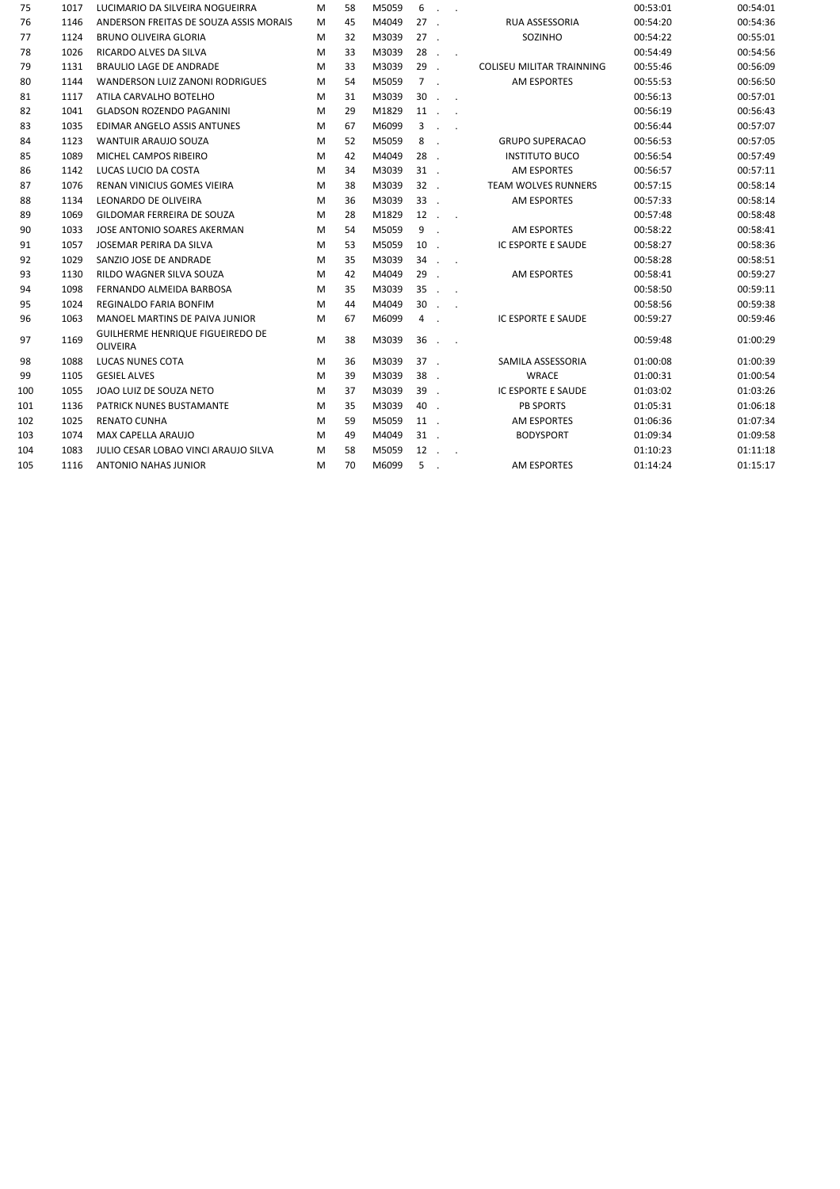| | | | | | | | | | | |
|---|---|---|---|---|---|---|---|---|---|---|
| 75 | 1017 | LUCIMARIO DA SILVEIRA NOGUEIRRA | M | 58 | M5059 | 6 | . . | | 00:53:01 | 00:54:01 |
| 76 | 1146 | ANDERSON FREITAS DE SOUZA ASSIS MORAIS | M | 45 | M4049 | 27 | . | RUA ASSESSORIA | 00:54:20 | 00:54:36 |
| 77 | 1124 | BRUNO OLIVEIRA GLORIA | M | 32 | M3039 | 27 | . | SOZINHO | 00:54:22 | 00:55:01 |
| 78 | 1026 | RICARDO ALVES DA SILVA | M | 33 | M3039 | 28 | . . | | 00:54:49 | 00:54:56 |
| 79 | 1131 | BRAULIO LAGE DE ANDRADE | M | 33 | M3039 | 29 | . | COLISEU MILITAR TRAINNING | 00:55:46 | 00:56:09 |
| 80 | 1144 | WANDERSON LUIZ ZANONI RODRIGUES | M | 54 | M5059 | 7 | . | AM ESPORTES | 00:55:53 | 00:56:50 |
| 81 | 1117 | ATILA CARVALHO BOTELHO | M | 31 | M3039 | 30 | . . | | 00:56:13 | 00:57:01 |
| 82 | 1041 | GLADSON ROZENDO PAGANINI | M | 29 | M1829 | 11 | . . | | 00:56:19 | 00:56:43 |
| 83 | 1035 | EDIMAR ANGELO ASSIS ANTUNES | M | 67 | M6099 | 3 | . . | | 00:56:44 | 00:57:07 |
| 84 | 1123 | WANTUIR ARAUJO SOUZA | M | 52 | M5059 | 8 | . | GRUPO SUPERACAO | 00:56:53 | 00:57:05 |
| 85 | 1089 | MICHEL CAMPOS RIBEIRO | M | 42 | M4049 | 28 | . | INSTITUTO BUCO | 00:56:54 | 00:57:49 |
| 86 | 1142 | LUCAS LUCIO DA COSTA | M | 34 | M3039 | 31 | . | AM ESPORTES | 00:56:57 | 00:57:11 |
| 87 | 1076 | RENAN VINICIUS GOMES VIEIRA | M | 38 | M3039 | 32 | . | TEAM WOLVES RUNNERS | 00:57:15 | 00:58:14 |
| 88 | 1134 | LEONARDO DE OLIVEIRA | M | 36 | M3039 | 33 | . | AM ESPORTES | 00:57:33 | 00:58:14 |
| 89 | 1069 | GILDOMAR FERREIRA DE SOUZA | M | 28 | M1829 | 12 | . . | | 00:57:48 | 00:58:48 |
| 90 | 1033 | JOSE ANTONIO SOARES AKERMAN | M | 54 | M5059 | 9 | . | AM ESPORTES | 00:58:22 | 00:58:41 |
| 91 | 1057 | JOSEMAR PERIRA DA SILVA | M | 53 | M5059 | 10 | . | IC ESPORTE E SAUDE | 00:58:27 | 00:58:36 |
| 92 | 1029 | SANZIO JOSE DE ANDRADE | M | 35 | M3039 | 34 | . . | | 00:58:28 | 00:58:51 |
| 93 | 1130 | RILDO WAGNER SILVA SOUZA | M | 42 | M4049 | 29 | . | AM ESPORTES | 00:58:41 | 00:59:27 |
| 94 | 1098 | FERNANDO ALMEIDA BARBOSA | M | 35 | M3039 | 35 | . . | | 00:58:50 | 00:59:11 |
| 95 | 1024 | REGINALDO FARIA BONFIM | M | 44 | M4049 | 30 | . . | | 00:58:56 | 00:59:38 |
| 96 | 1063 | MANOEL MARTINS DE PAIVA JUNIOR | M | 67 | M6099 | 4 | . | IC ESPORTE E SAUDE | 00:59:27 | 00:59:46 |
| 97 | 1169 | GUILHERME HENRIQUE FIGUEIREDO DE OLIVEIRA | M | 38 | M3039 | 36 | . . | | 00:59:48 | 01:00:29 |
| 98 | 1088 | LUCAS NUNES COTA | M | 36 | M3039 | 37 | . | SAMILA ASSESSORIA | 01:00:08 | 01:00:39 |
| 99 | 1105 | GESIEL ALVES | M | 39 | M3039 | 38 | . | WRACE | 01:00:31 | 01:00:54 |
| 100 | 1055 | JOAO LUIZ DE SOUZA NETO | M | 37 | M3039 | 39 | . | IC ESPORTE E SAUDE | 01:03:02 | 01:03:26 |
| 101 | 1136 | PATRICK NUNES BUSTAMANTE | M | 35 | M3039 | 40 | . | PB SPORTS | 01:05:31 | 01:06:18 |
| 102 | 1025 | RENATO CUNHA | M | 59 | M5059 | 11 | . | AM ESPORTES | 01:06:36 | 01:07:34 |
| 103 | 1074 | MAX CAPELLA ARAUJO | M | 49 | M4049 | 31 | . | BODYSPORT | 01:09:34 | 01:09:58 |
| 104 | 1083 | JULIO CESAR LOBAO VINCI ARAUJO SILVA | M | 58 | M5059 | 12 | . . | | 01:10:23 | 01:11:18 |
| 105 | 1116 | ANTONIO NAHAS JUNIOR | M | 70 | M6099 | 5 | . | AM ESPORTES | 01:14:24 | 01:15:17 |